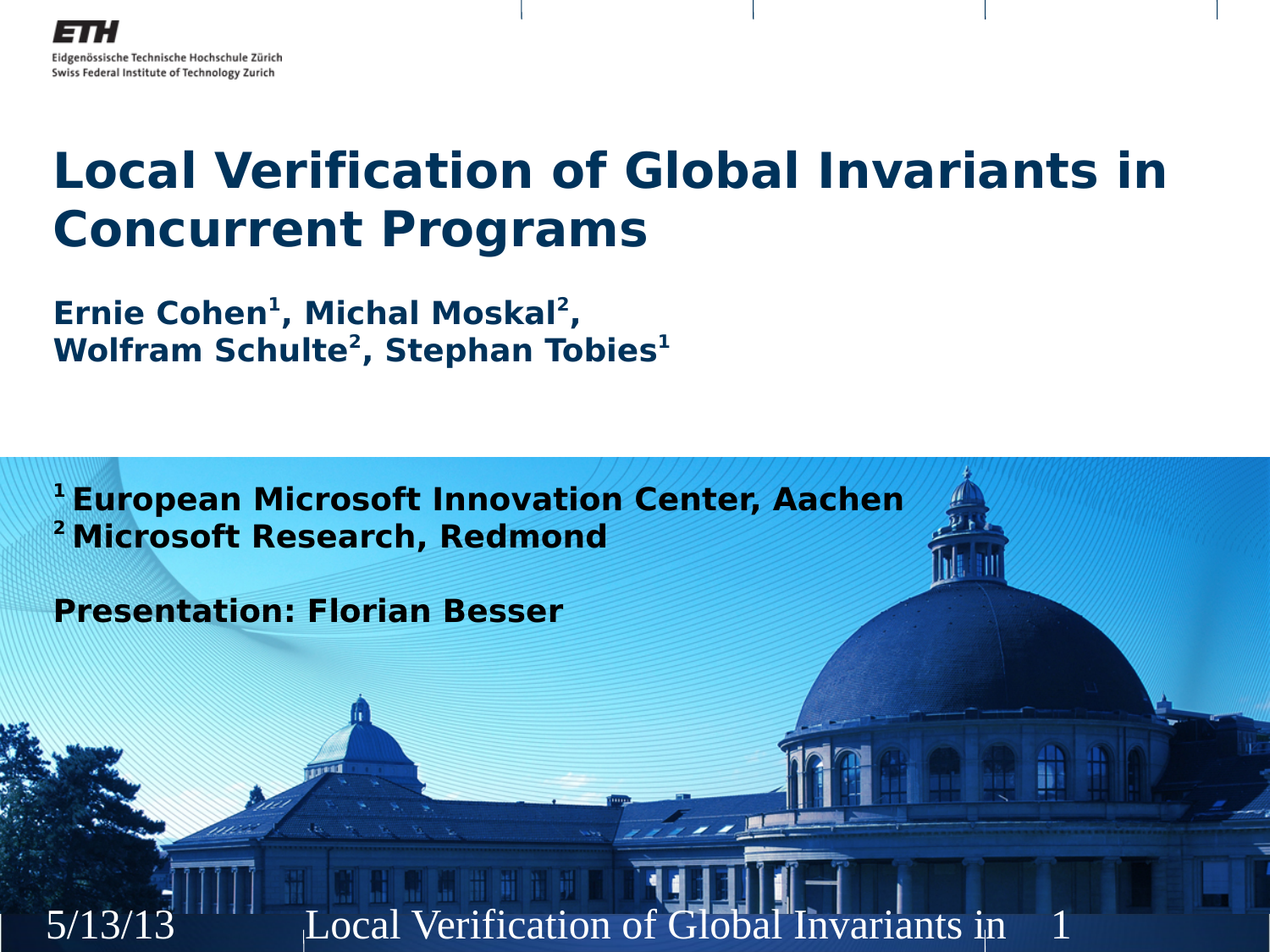Eidgenössische Technische Hochschule Zürich
Swiss Federal Institute of Technology Zurich

# Local Verification of Global Invariants in Concurrent Programs

**Ernie Cohen[1], Michal Moskal[2], Wolfram Schulte[2], Stephan Tobies[1]**

**[1] European Microsoft Innovation Center, Aachen**
**[2] Microsoft Research, Redmond**

**Presentation: Florian Besser**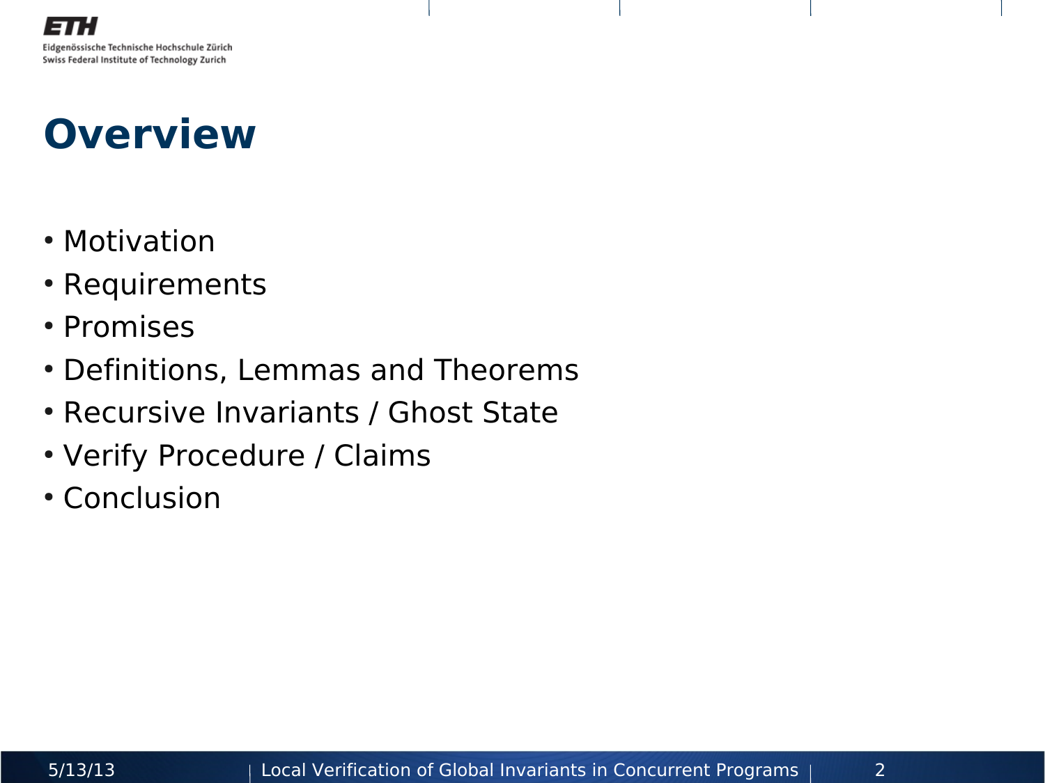# Overview

- Motivation
- Requirements
- Promises
- Definitions, Lemmas and Theorems
- Recursive Invariants / Ghost State
- Verify Procedure / Claims
- Conclusion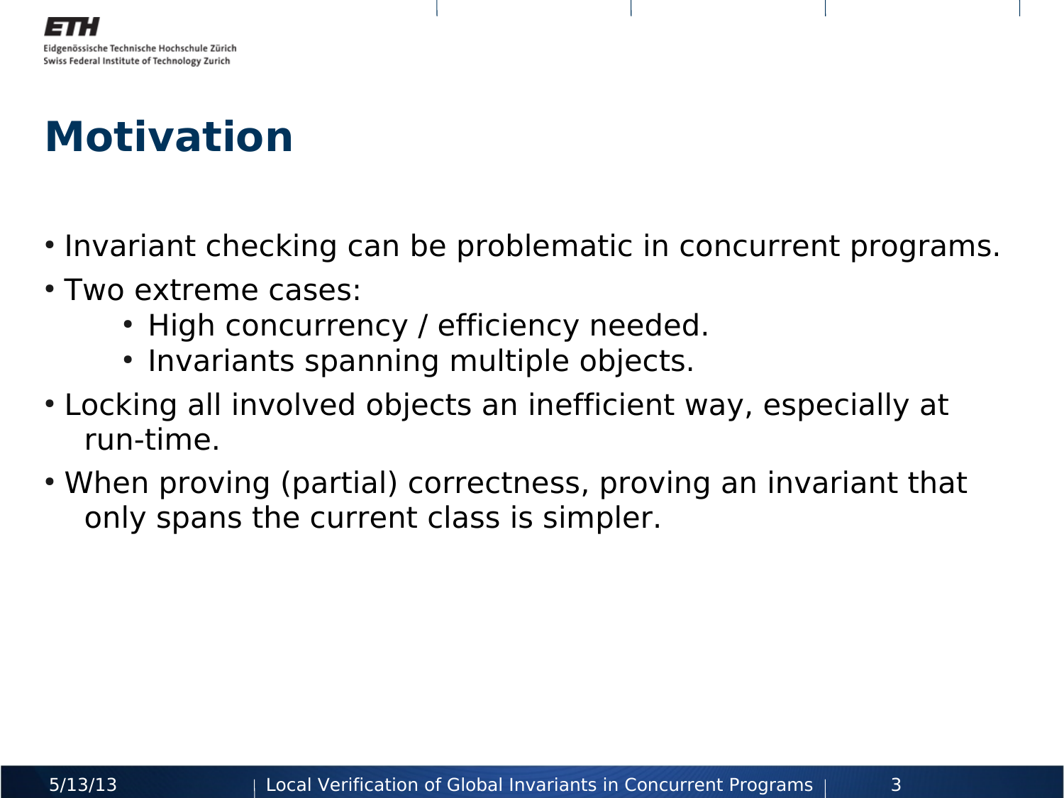# Motivation

- Invariant checking can be problematic in concurrent programs.
- Two extreme cases:
  - High concurrency / efficiency needed.
  - Invariants spanning multiple objects.
- Locking all involved objects an inefficient way, especially at run-time.
- When proving (partial) correctness, proving an invariant that only spans the current class is simpler.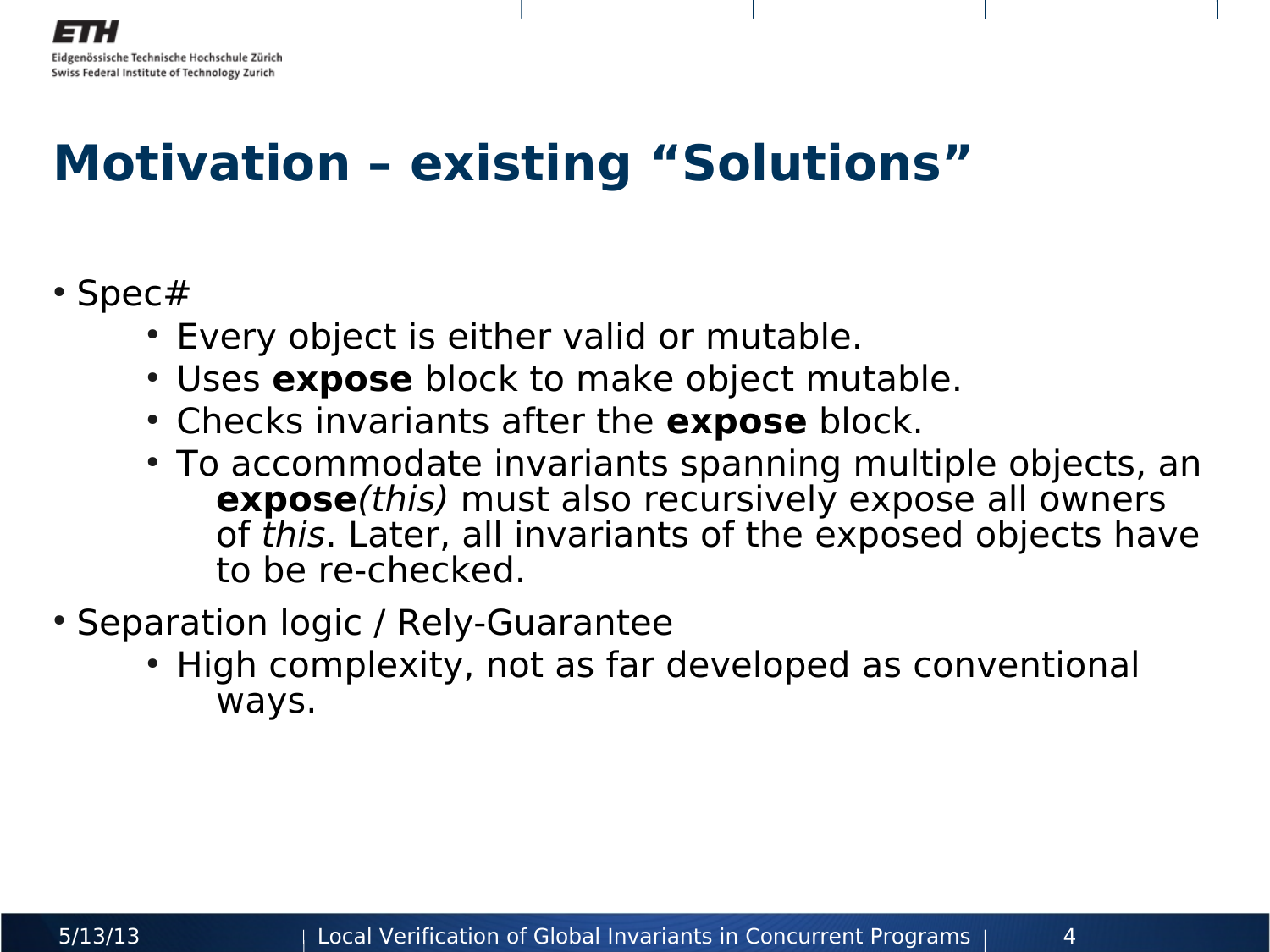# Motivation – existing “Solutions”

- Spec#
  - Every object is either valid or mutable.
  - Uses **expose** block to make object mutable.
  - Checks invariants after the **expose** block.
  - To accommodate invariants spanning multiple objects, an **expose***(this)* must also recursively expose all owners of *this*. Later, all invariants of the exposed objects have to be re-checked.
- Separation logic / Rely-Guarantee
  - High complexity, not as far developed as conventional ways.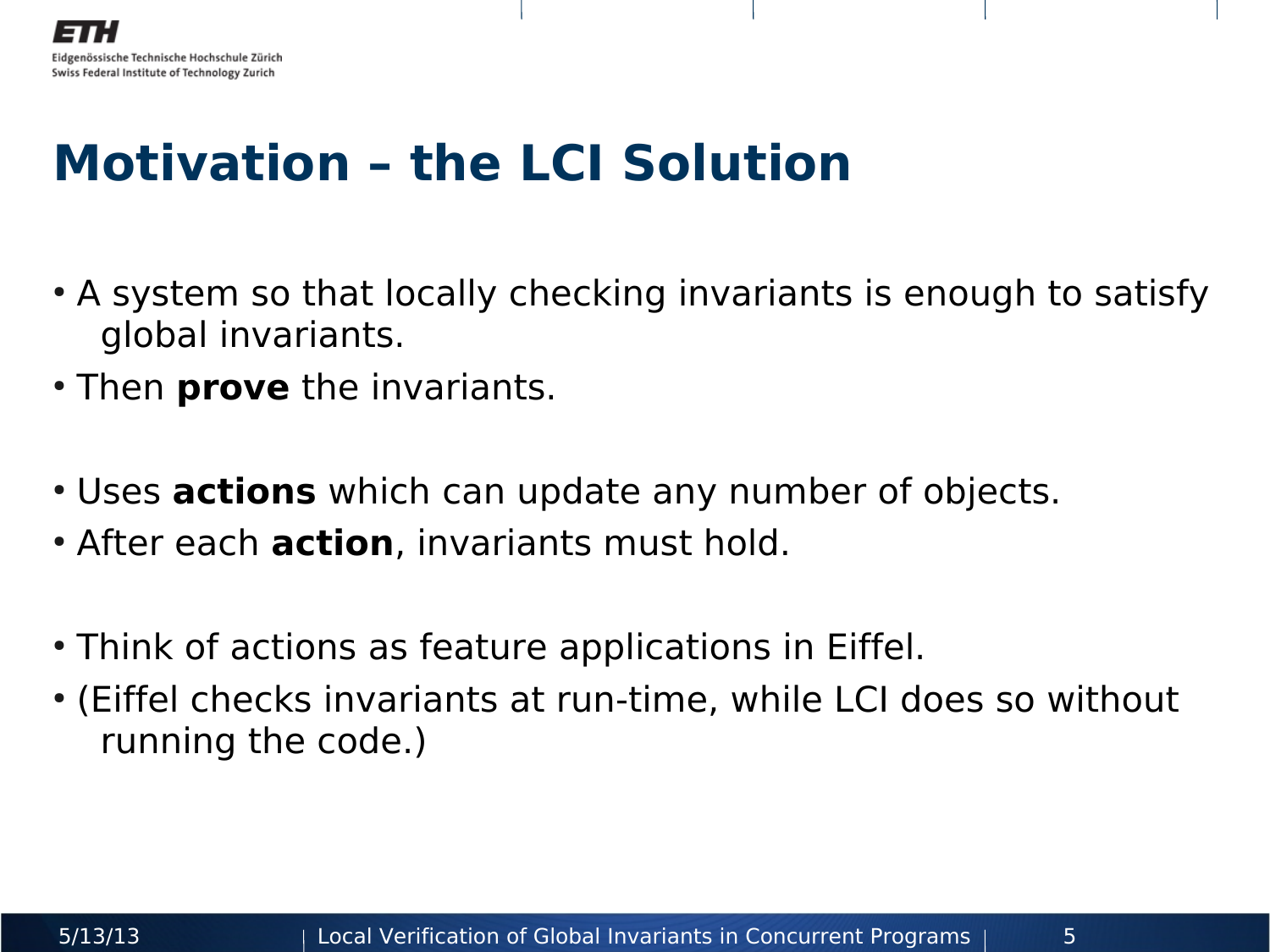# Motivation – the LCI Solution

- A system so that locally checking invariants is enough to satisfy global invariants.
- Then **prove** the invariants.

- Uses **actions** which can update any number of objects.
- After each **action**, invariants must hold.

- Think of actions as feature applications in Eiffel.
- (Eiffel checks invariants at run-time, while LCI does so without running the code.)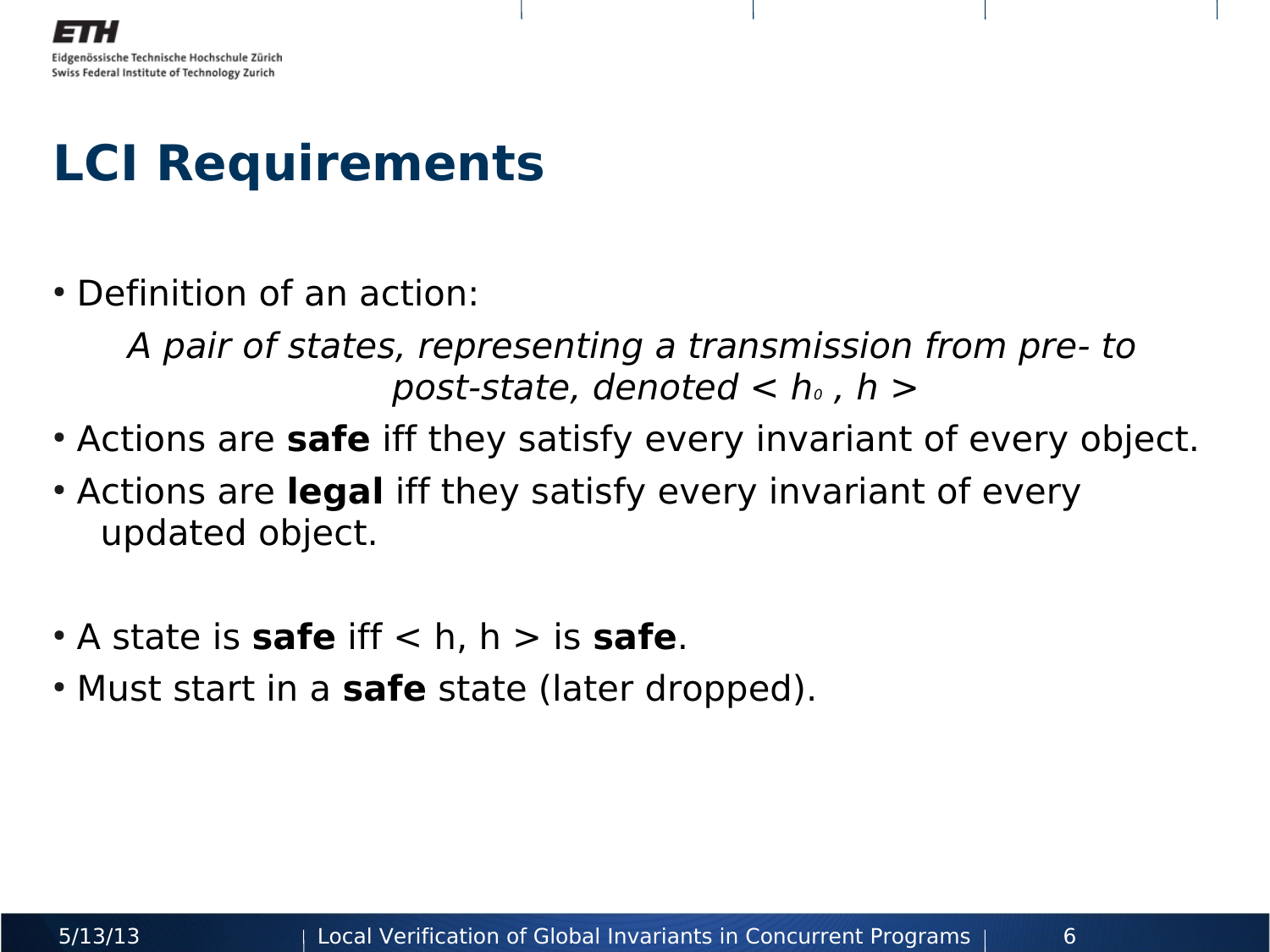# LCI Requirements

- Definition of an action:

  *A pair of states, representing a transmission from pre- to post-state, denoted $< h_0 , h >$*

- Actions are **safe** iff they satisfy every invariant of every object.
- Actions are **legal** iff they satisfy every invariant of every updated object.

- A state is **safe** iff $< h, h >$ is **safe**.
- Must start in a **safe** state (later dropped).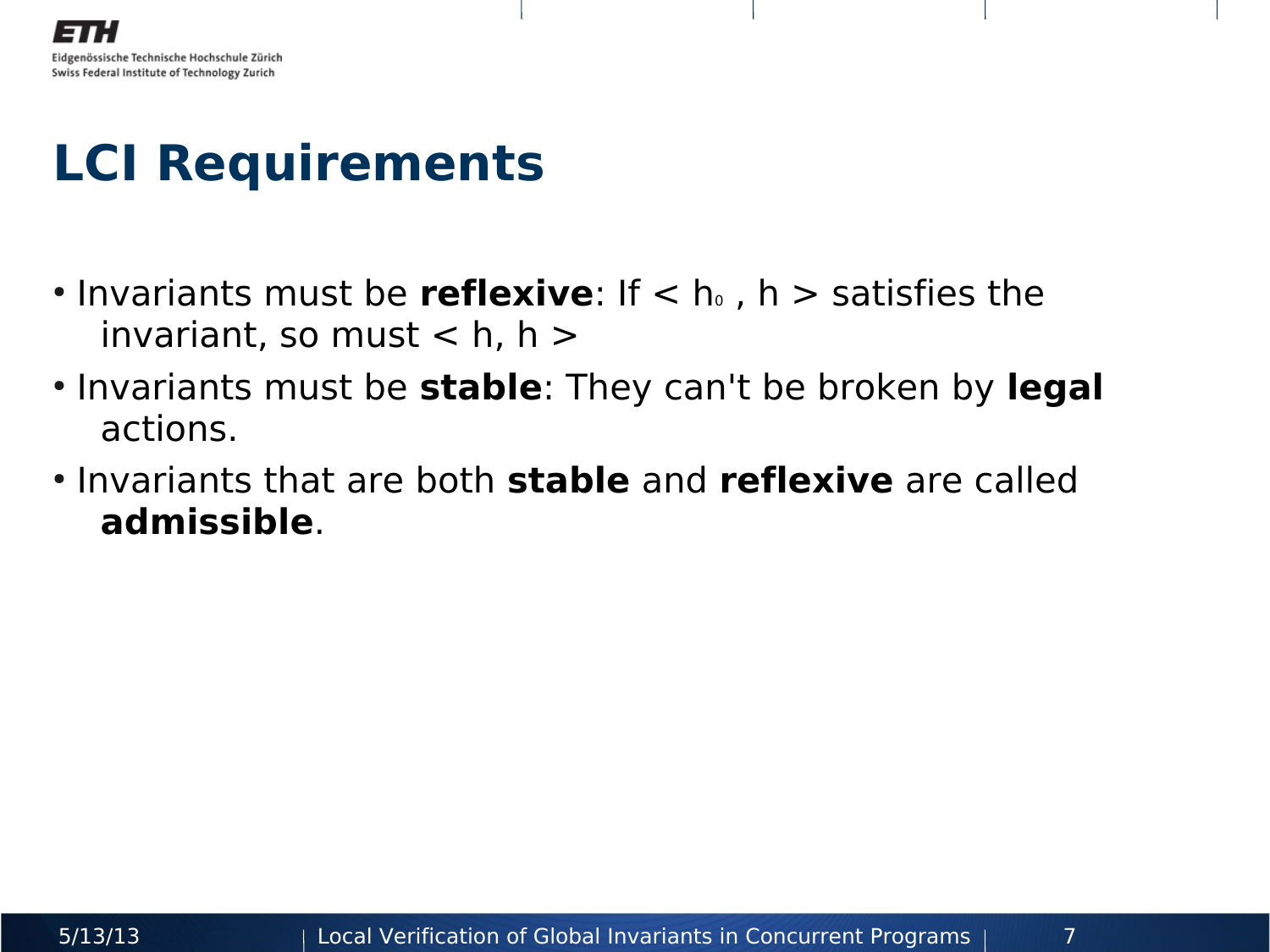# LCI Requirements

- Invariants must be **reflexive**: If $< h_0 , h >$ satisfies the invariant, so must $< h, h >$
- Invariants must be **stable**: They can't be broken by **legal** actions.
- Invariants that are both **stable** and **reflexive** are called **admissible**.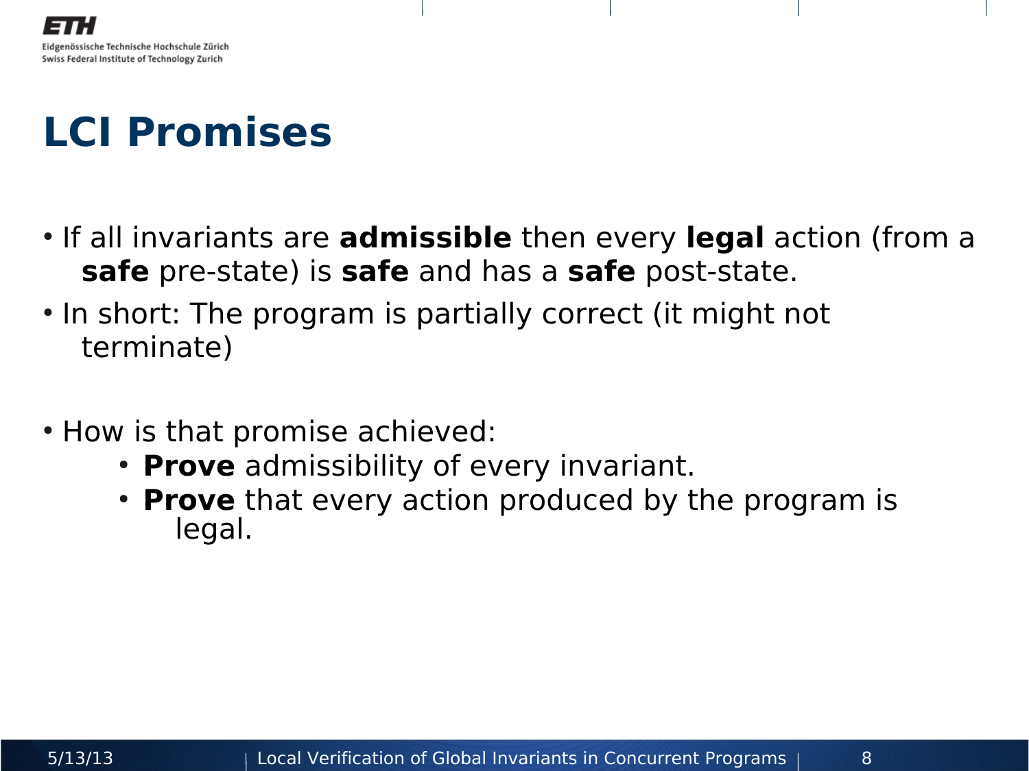# LCI Promises

- If all invariants are **admissible** then every **legal** action (from a **safe** pre-state) is **safe** and has a **safe** post-state.
- In short: The program is partially correct (it might not terminate)

- How is that promise achieved:
  - **Prove** admissibility of every invariant.
  - **Prove** that every action produced by the program is legal.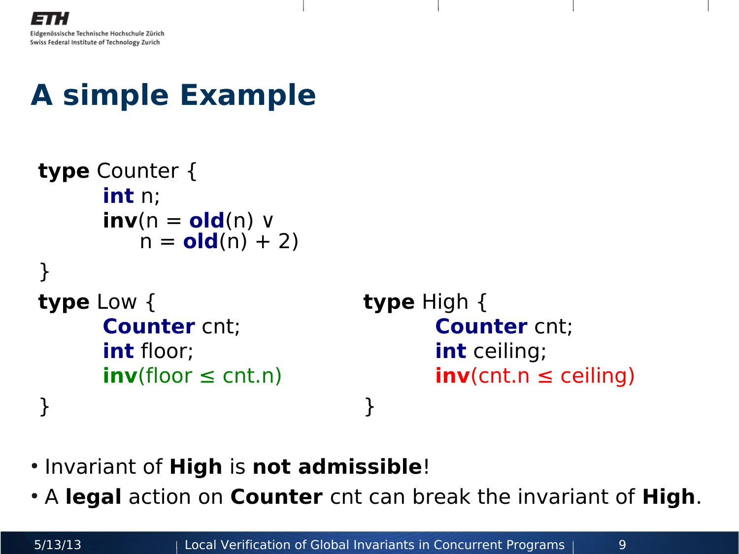# A simple Example

```
type Counter {
        int n;
        inv(n = old(n) ∨
             n = old(n) + 2)
}
type Low {
        Counter cnt;
        int floor;
        inv(floor ≤ cnt.n)
}
type High {
        Counter cnt;
        int ceiling;
        inv(cnt.n ≤ ceiling)
}
```

- Invariant of **High** is **not admissible**!
- A **legal** action on **Counter** cnt can break the invariant of **High**.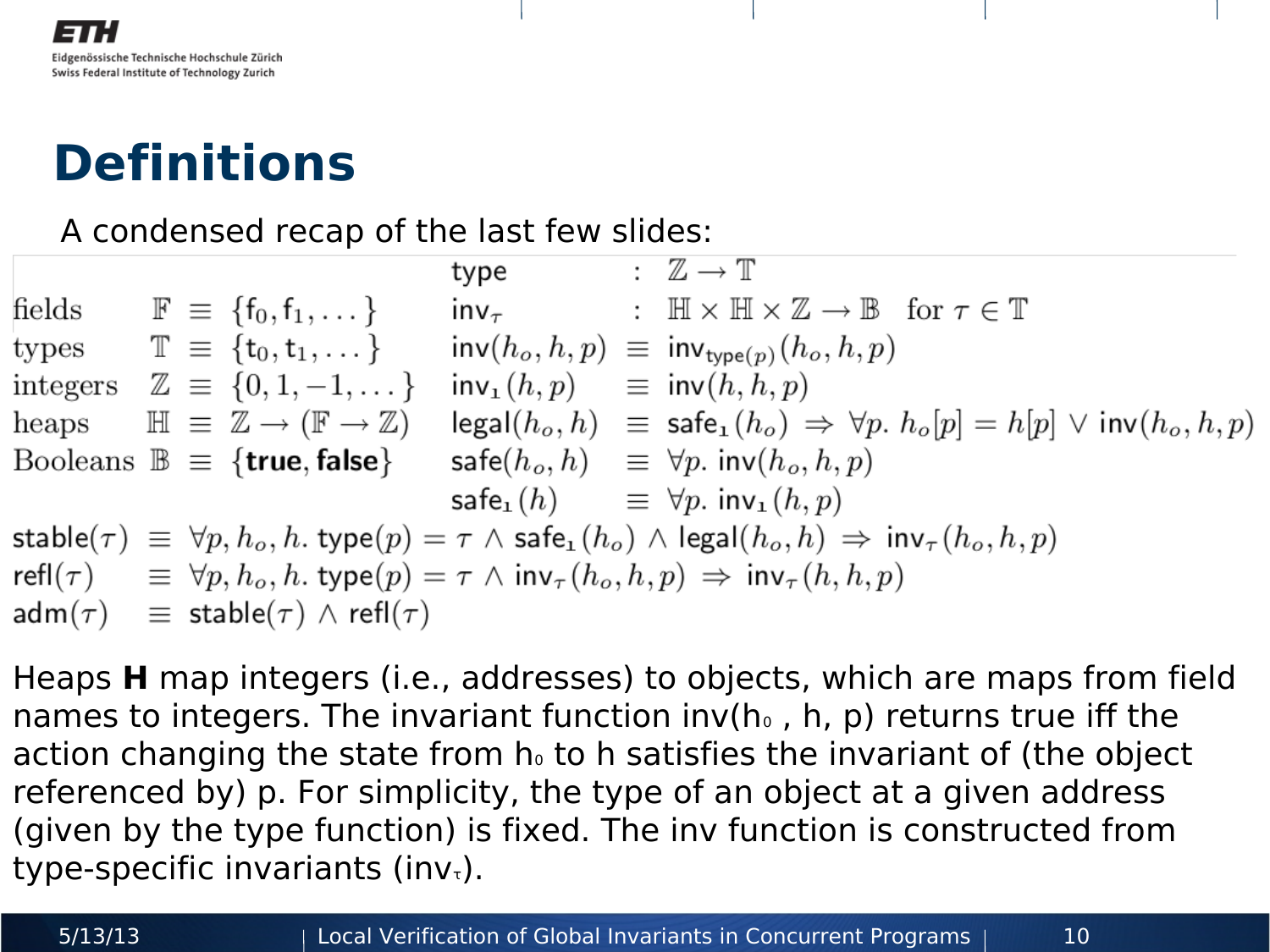# Definitions

A condensed recap of the last few slides:

$$
\begin{array}{lll}
\text{fields} & \mathbb{F} \equiv \{\mathsf{f}_0, \mathsf{f}_1, \dots\} \\
\text{types} & \mathbb{T} \equiv \{\mathsf{t}_0, \mathsf{t}_1, \dots\} \\
\text{integers} & \mathbb{Z} \equiv \{0, 1, -1, \dots\} \\
\text{heaps} & \mathbb{H} \equiv \mathbb{Z} \to (\mathbb{F} \to \mathbb{Z}) \\
\text{Booleans} & \mathbb{B} \equiv \{\mathbf{true}, \mathbf{false}\}
\end{array}
\qquad
\begin{array}{lcl}
\mathsf{type} & : & \mathbb{Z} \to \mathbb{T} \\
\mathsf{inv}_\tau & : & \mathbb{H} \times \mathbb{H} \times \mathbb{Z} \to \mathbb{B} \quad \text{for } \tau \in \mathbb{T} \\
\mathsf{inv}(h_o, h, p) & \equiv & \mathsf{inv}_{\mathsf{type}(p)}(h_o, h, p) \\
\mathsf{inv}_1(h, p) & \equiv & \mathsf{inv}(h, h, p) \\
\mathsf{legal}(h_o, h) & \equiv & \mathsf{safe}_1(h_o) \Rightarrow \forall p.\ h_o[p] = h[p] \vee \mathsf{inv}(h_o, h, p) \\
\mathsf{safe}(h_o, h) & \equiv & \forall p.\ \mathsf{inv}(h_o, h, p) \\
\mathsf{safe}_1(h) & \equiv & \forall p.\ \mathsf{inv}_1(h, p)
\end{array}
$$

$$
\begin{array}{lcl}
\mathsf{stable}(\tau) & \equiv & \forall p, h_o, h.\ \mathsf{type}(p) = \tau \wedge \mathsf{safe}_1(h_o) \wedge \mathsf{legal}(h_o, h) \Rightarrow \mathsf{inv}_\tau(h_o, h, p) \\
\mathsf{refl}(\tau) & \equiv & \forall p, h_o, h.\ \mathsf{type}(p) = \tau \wedge \mathsf{inv}_\tau(h_o, h, p) \Rightarrow \mathsf{inv}_\tau(h, h, p) \\
\mathsf{adm}(\tau) & \equiv & \mathsf{stable}(\tau) \wedge \mathsf{refl}(\tau)
\end{array}
$$

Heaps **H** map integers (i.e., addresses) to objects, which are maps from field names to integers. The invariant function inv($h_o$ , h, p) returns true iff the action changing the state from $h_o$ to h satisfies the invariant of (the object referenced by) p. For simplicity, the type of an object at a given address (given by the type function) is fixed. The inv function is constructed from type-specific invariants ($\mathsf{inv}_\tau$).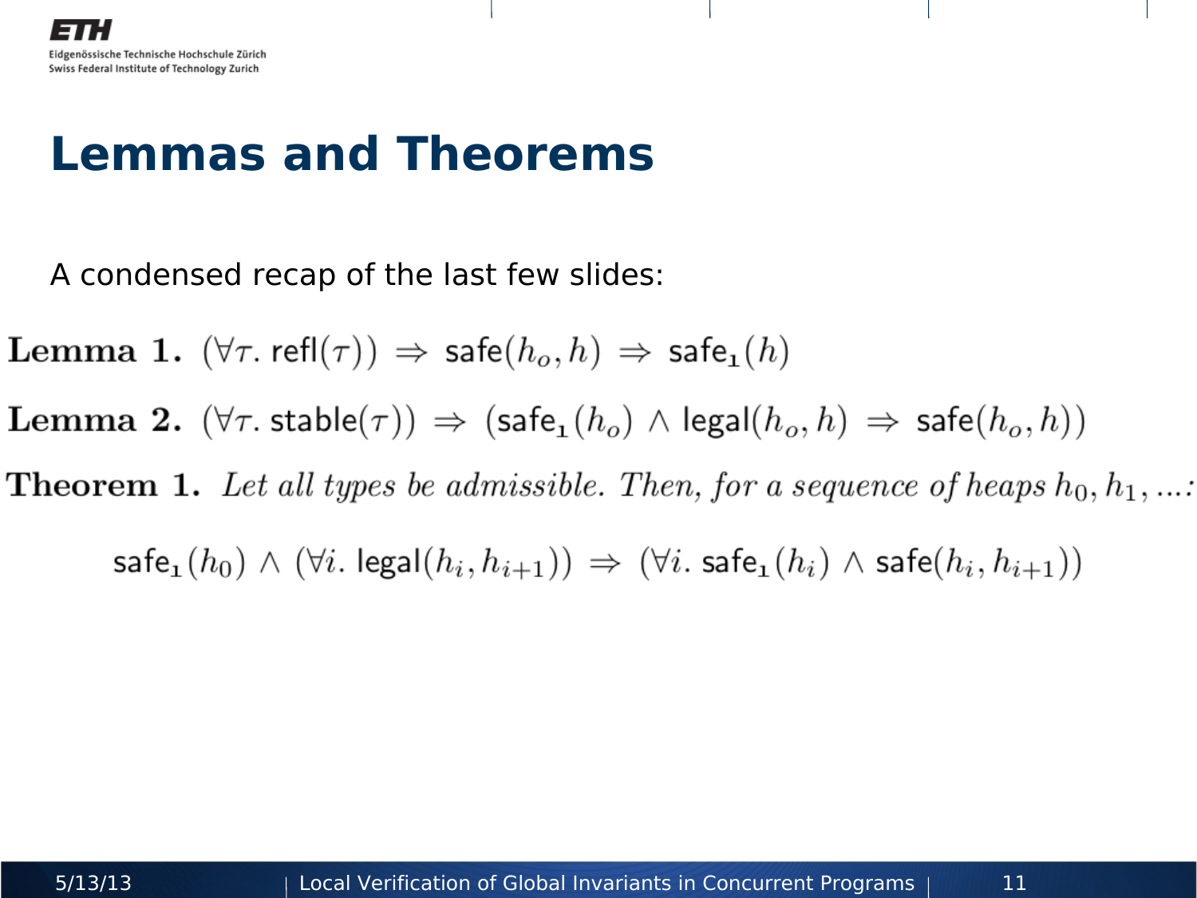# Lemmas and Theorems

A condensed recap of the last few slides:

**Lemma 1.** $(\forall \tau.\ \mathsf{refl}(\tau)) \Rightarrow \mathsf{safe}(h_o, h) \Rightarrow \mathsf{safe}_1(h)$

**Lemma 2.** $(\forall \tau.\ \mathsf{stable}(\tau)) \Rightarrow (\mathsf{safe}_1(h_o) \wedge \mathsf{legal}(h_o, h) \Rightarrow \mathsf{safe}(h_o, h))$

**Theorem 1.** *Let all types be admissible. Then, for a sequence of heaps $h_0, h_1, \ldots$:*

$$\mathsf{safe}_1(h_0) \wedge (\forall i.\ \mathsf{legal}(h_i, h_{i+1})) \Rightarrow (\forall i.\ \mathsf{safe}_1(h_i) \wedge \mathsf{safe}(h_i, h_{i+1}))$$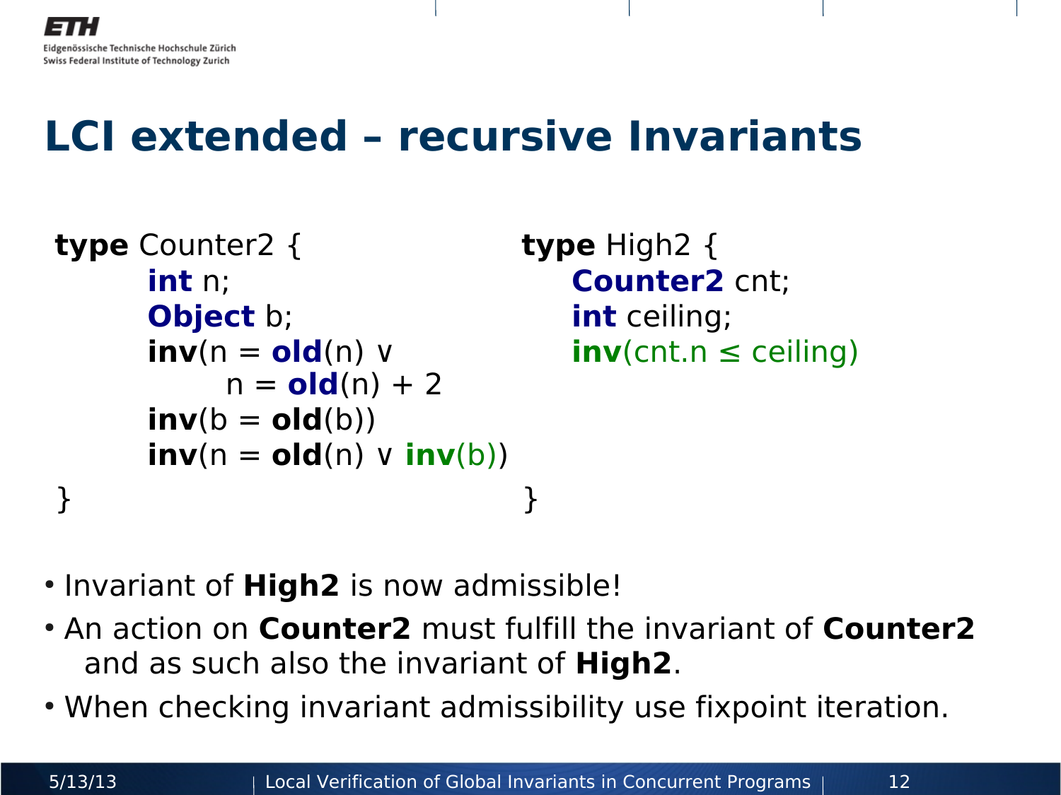# LCI extended – recursive Invariants

```
type Counter2 {
        int n;
        Object b;
        inv(n = old(n) ∨
               n = old(n) + 2
        inv(b = old(b))
        inv(n = old(n) ∨ inv(b))
}
```

```
type High2 {
    Counter2 cnt;
    int ceiling;
    inv(cnt.n ≤ ceiling)
}
```

- Invariant of **High2** is now admissible!
- An action on **Counter2** must fulfill the invariant of **Counter2** and as such also the invariant of **High2**.
- When checking invariant admissibility use fixpoint iteration.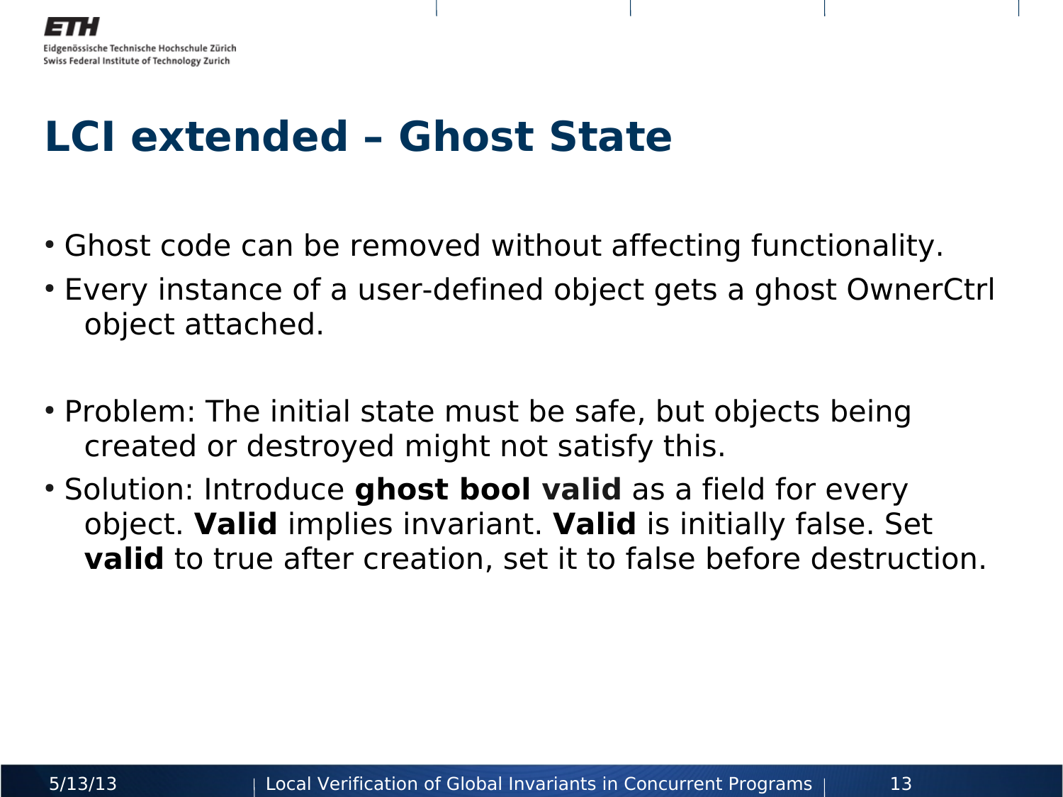# LCI extended – Ghost State

- Ghost code can be removed without affecting functionality.
- Every instance of a user-defined object gets a ghost OwnerCtrl object attached.

- Problem: The initial state must be safe, but objects being created or destroyed might not satisfy this.
- Solution: Introduce **ghost bool valid** as a field for every object. **Valid** implies invariant. **Valid** is initially false. Set **valid** to true after creation, set it to false before destruction.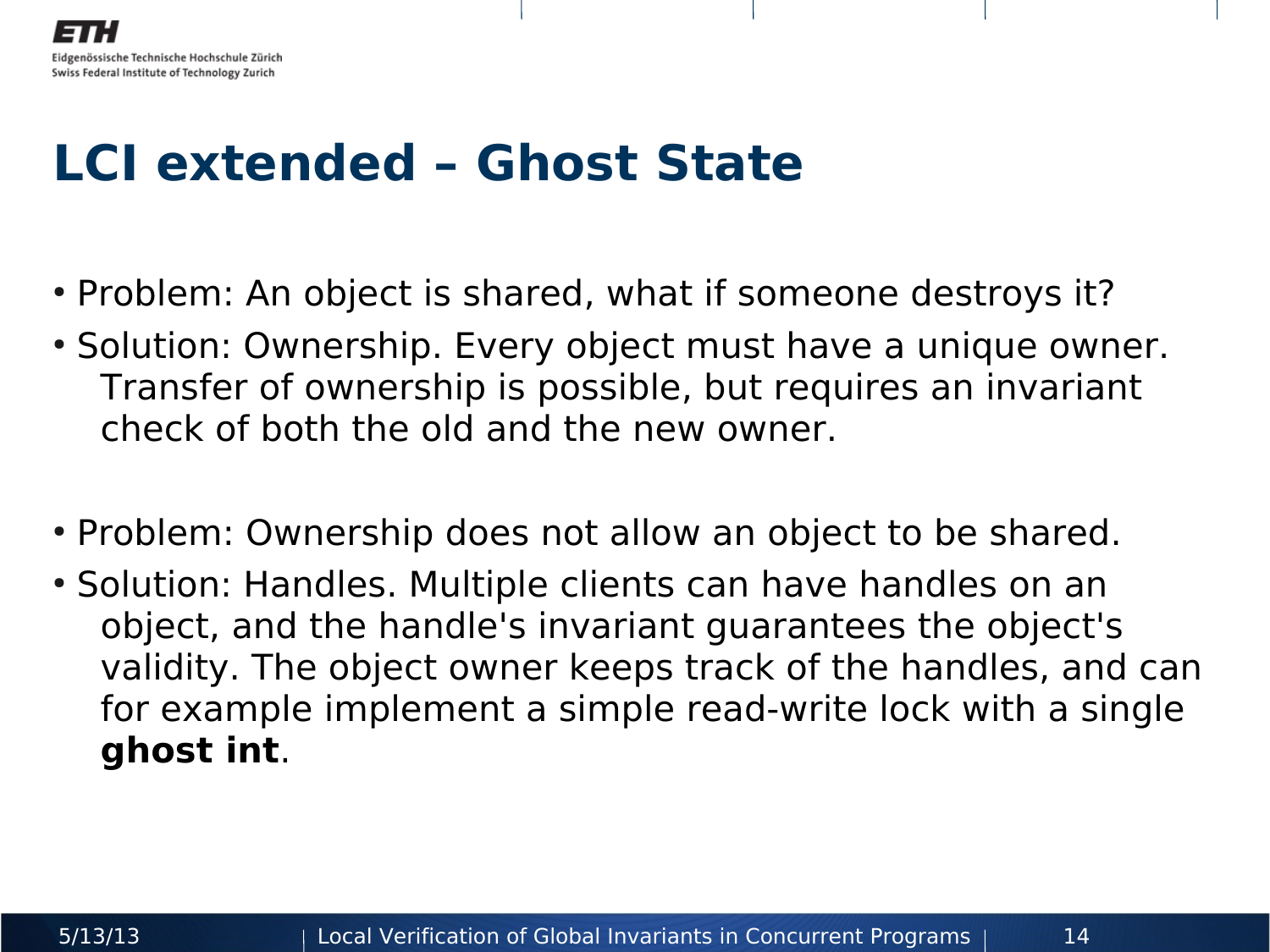# LCI extended – Ghost State

- Problem: An object is shared, what if someone destroys it?
- Solution: Ownership. Every object must have a unique owner. Transfer of ownership is possible, but requires an invariant check of both the old and the new owner.

- Problem: Ownership does not allow an object to be shared.
- Solution: Handles. Multiple clients can have handles on an object, and the handle's invariant guarantees the object's validity. The object owner keeps track of the handles, and can for example implement a simple read-write lock with a single **ghost int**.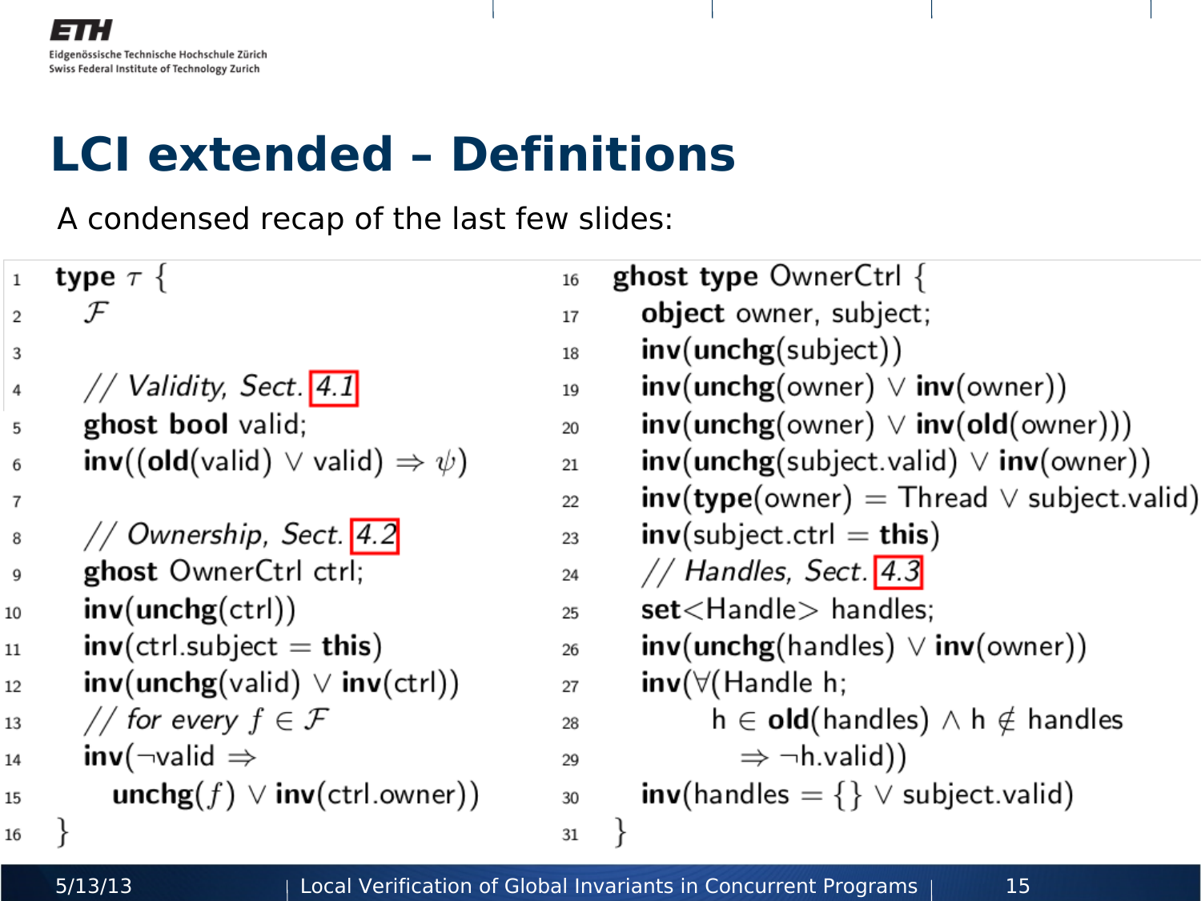# LCI extended – Definitions

A condensed recap of the last few slides:

```
1   type τ {
2     𝓕
3
4     // Validity, Sect. 4.1
5     ghost bool valid;
6     inv((old(valid) ∨ valid) ⇒ ψ)
7
8     // Ownership, Sect. 4.2
9     ghost OwnerCtrl ctrl;
10    inv(unchg(ctrl))
11    inv(ctrl.subject = this)
12    inv(unchg(valid) ∨ inv(ctrl))
13    // for every f ∈ 𝓕
14    inv(¬valid ⇒
15      unchg(f) ∨ inv(ctrl.owner))
16  }
```

```
16  ghost type OwnerCtrl {
17    object owner, subject;
18    inv(unchg(subject))
19    inv(unchg(owner) ∨ inv(owner))
20    inv(unchg(owner) ∨ inv(old(owner)))
21    inv(unchg(subject.valid) ∨ inv(owner))
22    inv(type(owner) = Thread ∨ subject.valid)
23    inv(subject.ctrl = this)
24    // Handles, Sect. 4.3
25    set<Handle> handles;
26    inv(unchg(handles) ∨ inv(owner))
27    inv(∀(Handle h;
28          h ∈ old(handles) ∧ h ∉ handles
29            ⇒ ¬h.valid))
30    inv(handles = {} ∨ subject.valid)
31  }
```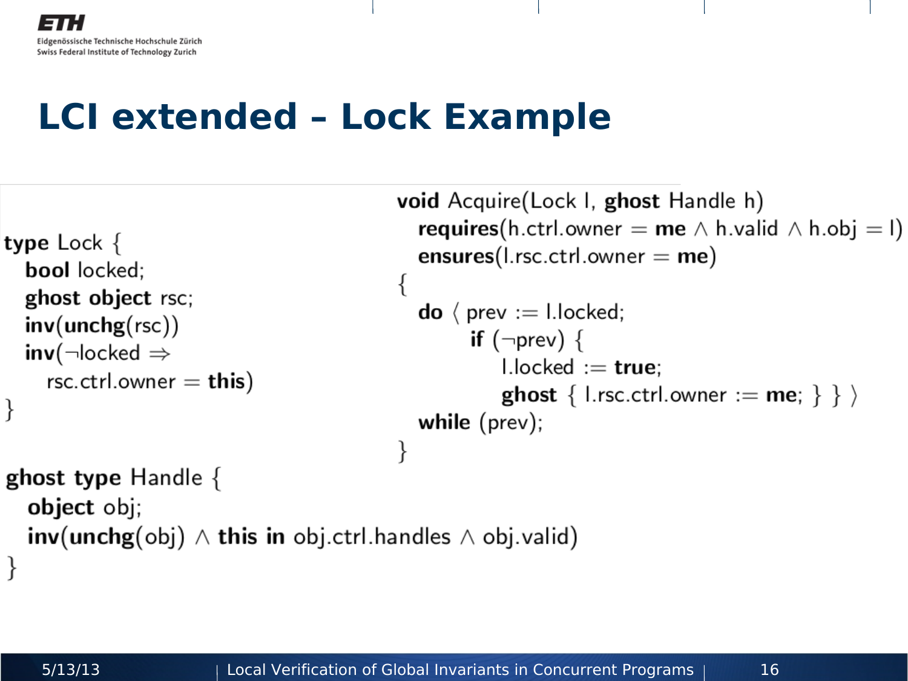# LCI extended – Lock Example

```
type Lock {
  bool locked;
  ghost object rsc;
  inv(unchg(rsc))
  inv(¬locked ⇒
    rsc.ctrl.owner = this)
}
```

```
void Acquire(Lock l, ghost Handle h)
  requires(h.ctrl.owner = me ∧ h.valid ∧ h.obj = l)
  ensures(l.rsc.ctrl.owner = me)
{
  do ⟨ prev := l.locked;
       if (¬prev) {
         l.locked := true;
         ghost { l.rsc.ctrl.owner := me; } } ⟩
  while (prev);
}
```

```
ghost type Handle {
  object obj;
  inv(unchg(obj) ∧ this in obj.ctrl.handles ∧ obj.valid)
}
```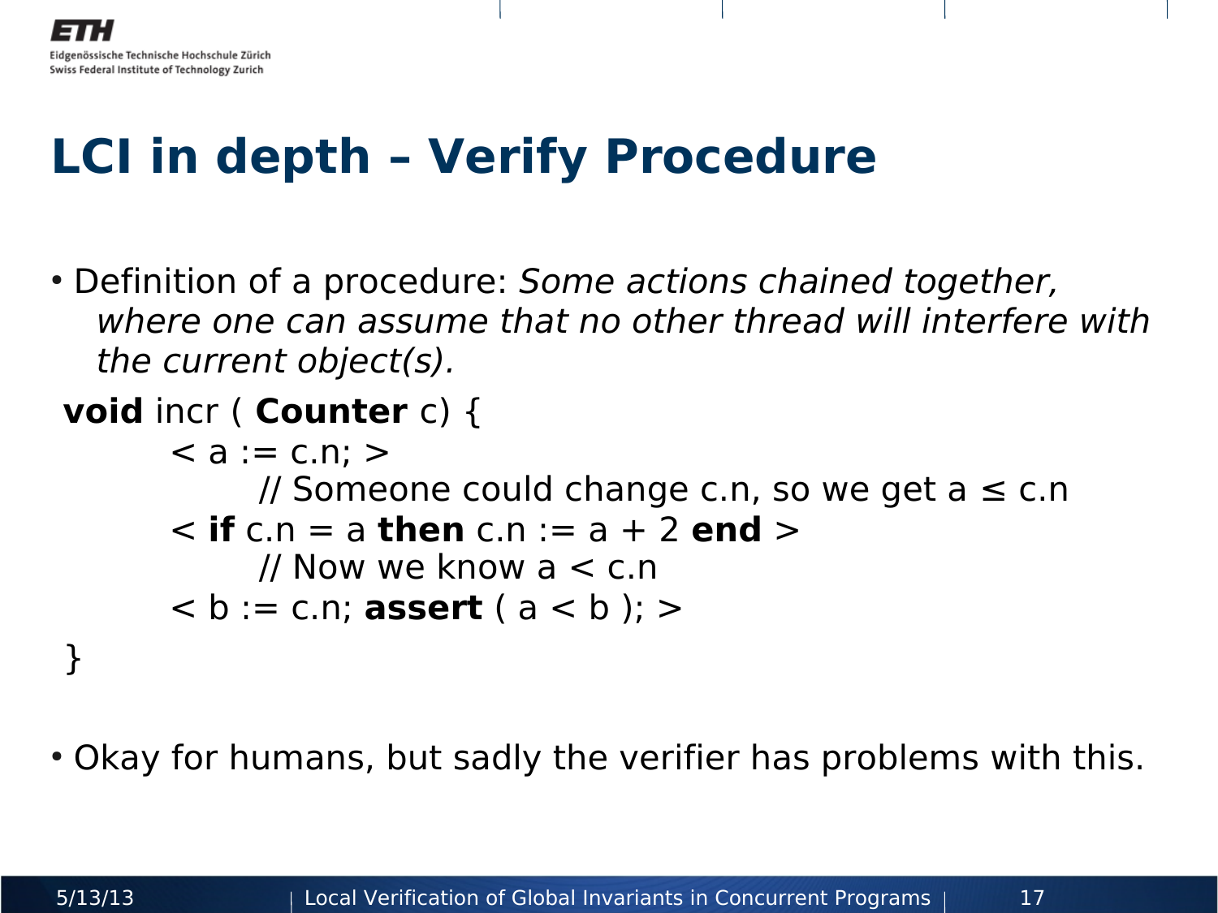# LCI in depth – Verify Procedure

- Definition of a procedure: *Some actions chained together, where one can assume that no other thread will interfere with the current object(s).*

```
void incr ( Counter c) {
        < a := c.n; >
              // Someone could change c.n, so we get a ≤ c.n
        < if c.n = a then c.n := a + 2 end >
              // Now we know a < c.n
        < b := c.n; assert ( a < b ); >
}
```

- Okay for humans, but sadly the verifier has problems with this.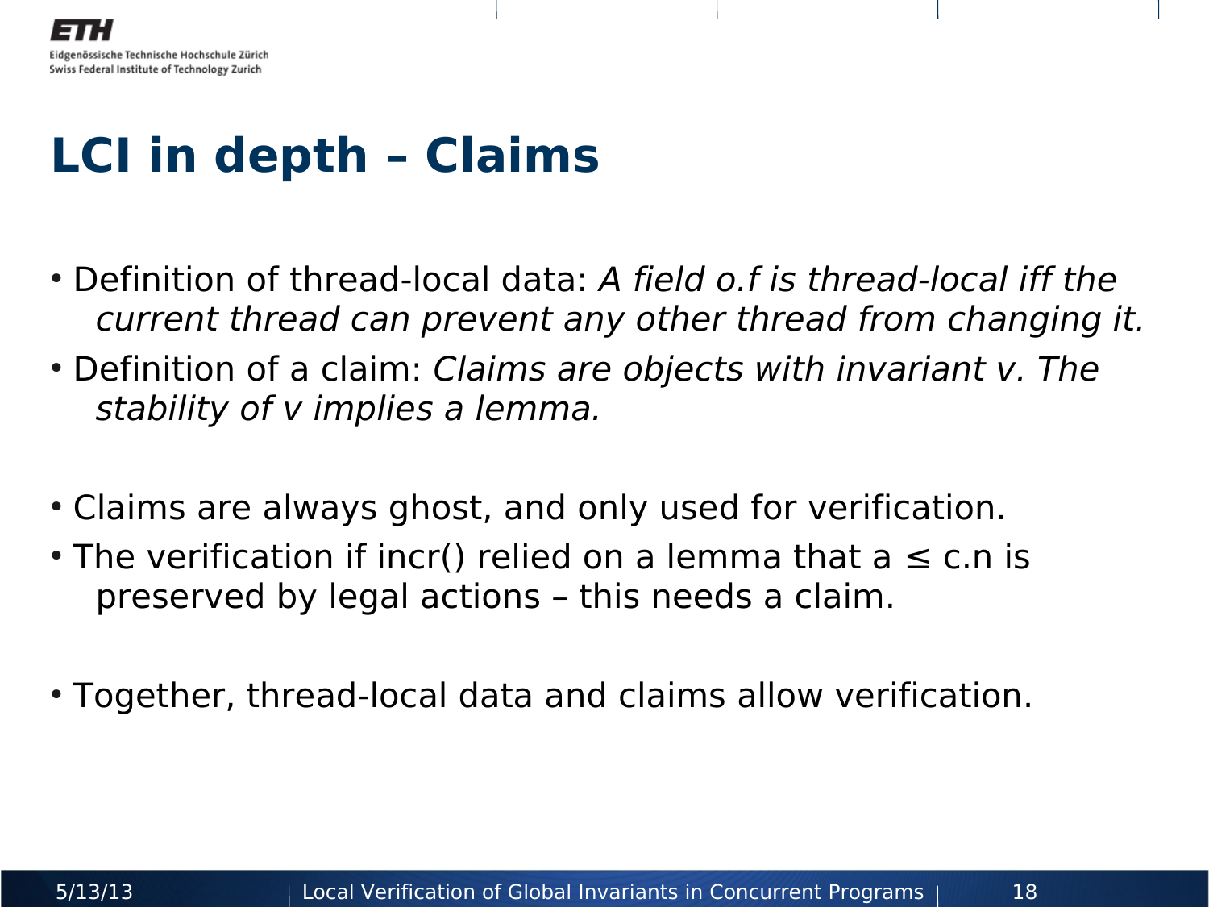# LCI in depth – Claims

- Definition of thread-local data: *A field o.f is thread-local iff the current thread can prevent any other thread from changing it.*
- Definition of a claim: *Claims are objects with invariant v. The stability of v implies a lemma.*

- Claims are always ghost, and only used for verification.
- The verification if incr() relied on a lemma that $a \leq c.n$ is preserved by legal actions – this needs a claim.

- Together, thread-local data and claims allow verification.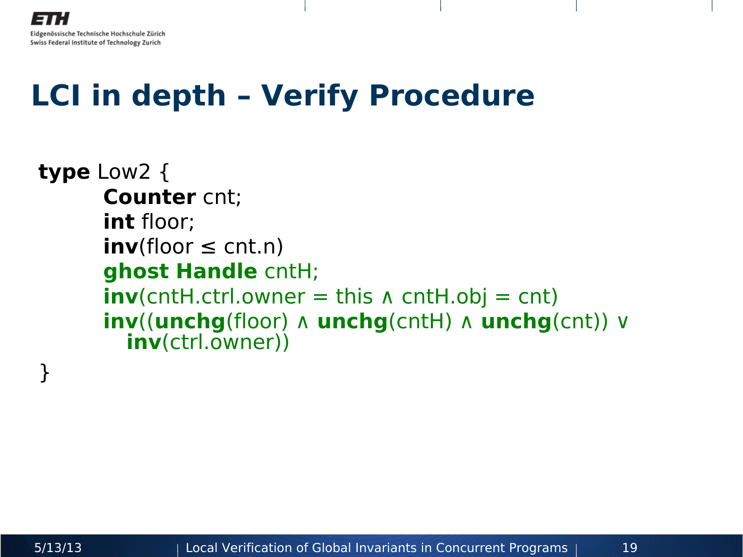# LCI in depth – Verify Procedure

```
type Low2 {
        Counter cnt;
        int floor;
        inv(floor ≤ cnt.n)
        ghost Handle cntH;
        inv(cntH.ctrl.owner = this ∧ cntH.obj = cnt)
        inv((unchg(floor) ∧ unchg(cntH) ∧ unchg(cnt)) ∨
           inv(ctrl.owner))
}
```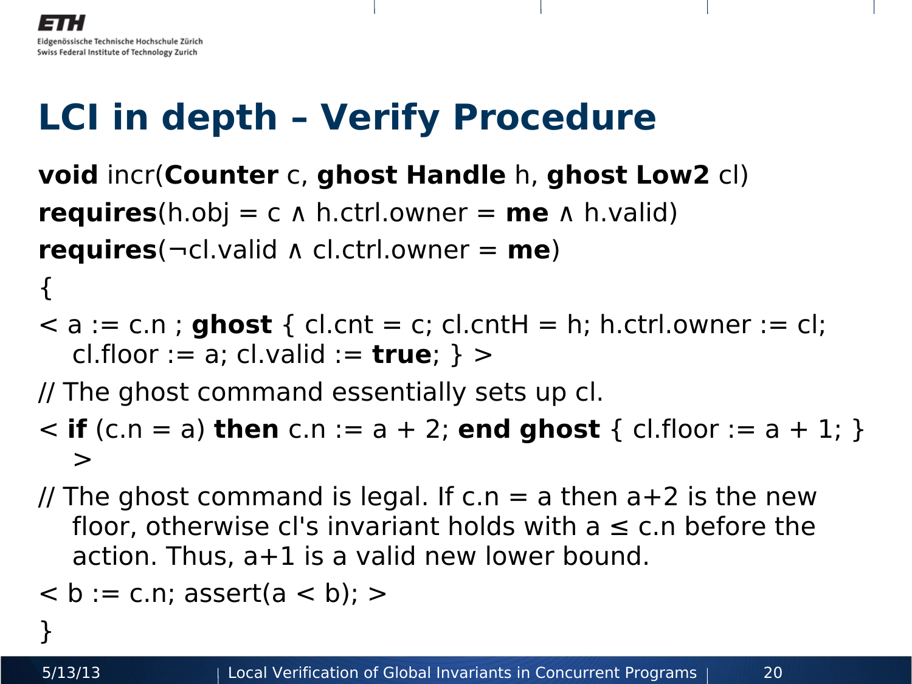# LCI in depth – Verify Procedure

```
void incr(Counter c, ghost Handle h, ghost Low2 cl)
requires(h.obj = c ∧ h.ctrl.owner = me ∧ h.valid)
requires(¬cl.valid ∧ cl.ctrl.owner = me)
{
< a := c.n ; ghost { cl.cnt = c; cl.cntH = h; h.ctrl.owner := cl;
    cl.floor := a; cl.valid := true; } >
// The ghost command essentially sets up cl.
< if (c.n = a) then c.n := a + 2; end ghost { cl.floor := a + 1; }
    >
// The ghost command is legal. If c.n = a then a+2 is the new
    floor, otherwise cl's invariant holds with a ≤ c.n before the
    action. Thus, a+1 is a valid new lower bound.
< b := c.n; assert(a < b); >
}
```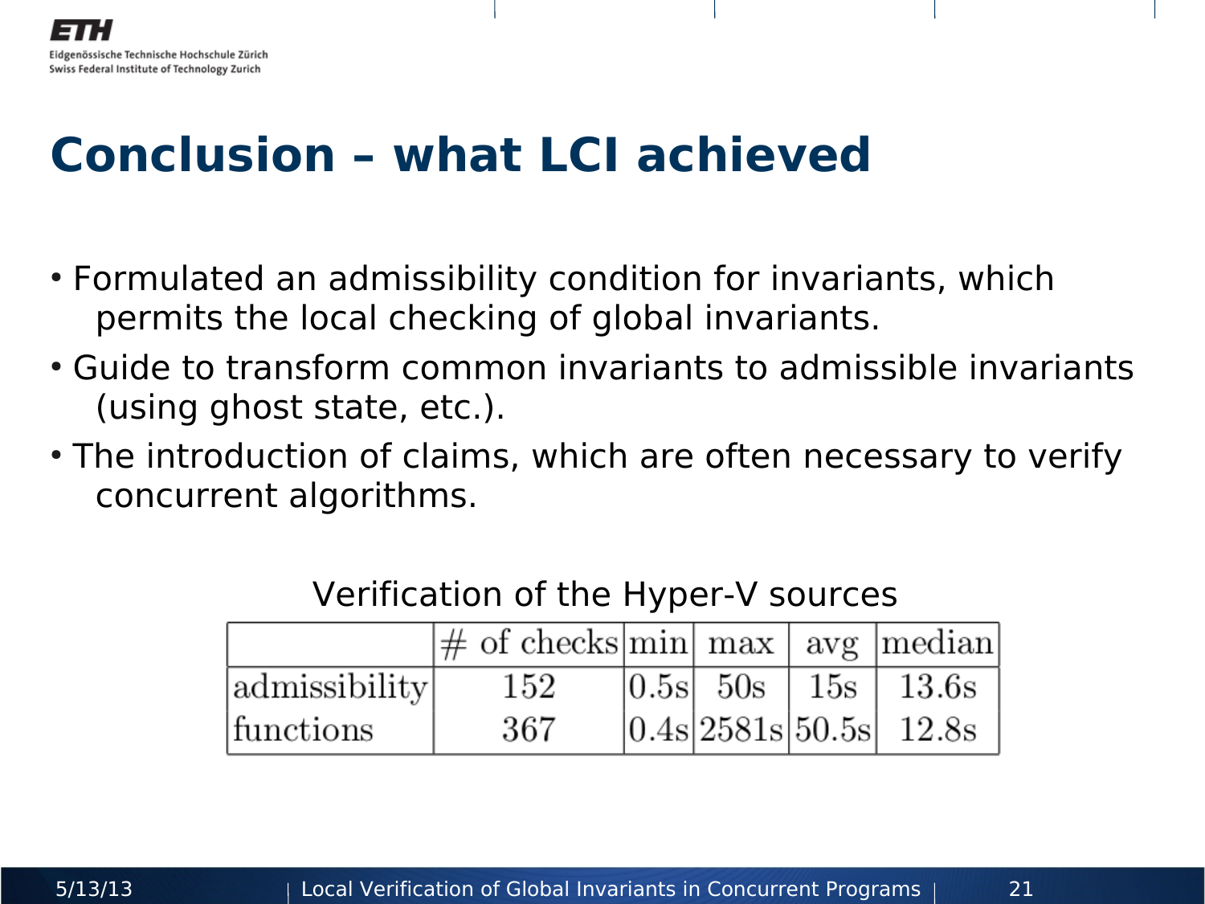# Conclusion – what LCI achieved

- Formulated an admissibility condition for invariants, which permits the local checking of global invariants.
- Guide to transform common invariants to admissible invariants (using ghost state, etc.).
- The introduction of claims, which are often necessary to verify concurrent algorithms.

Verification of the Hyper-V sources

| | # of checks | min | max | avg | median |
|---|---|---|---|---|---|
| admissibility | 152 | 0.5s | 50s | 15s | 13.6s |
| functions | 367 | 0.4s | 2581s | 50.5s | 12.8s |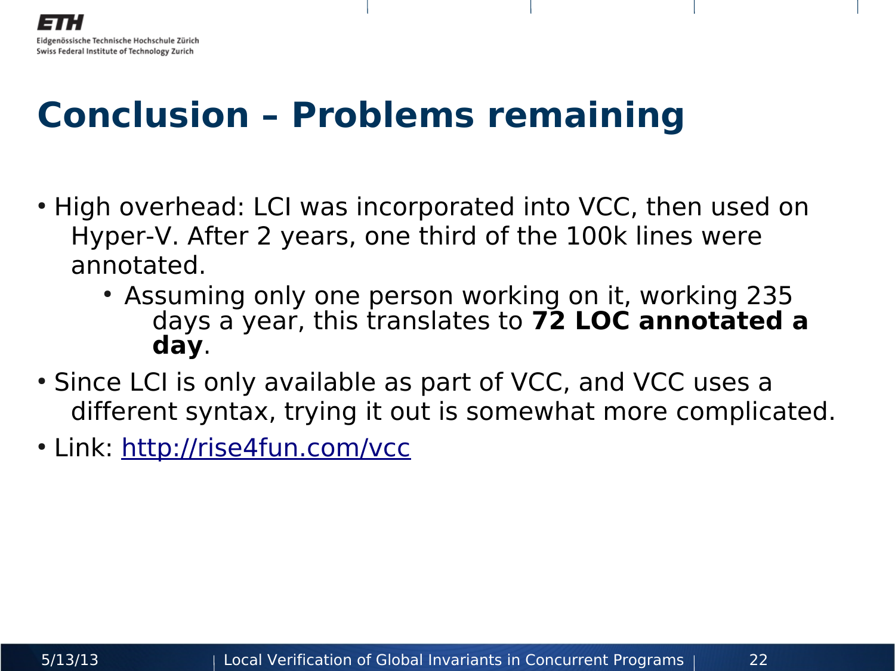# Conclusion – Problems remaining

- High overhead: LCI was incorporated into VCC, then used on Hyper-V. After 2 years, one third of the 100k lines were annotated.
  - Assuming only one person working on it, working 235 days a year, this translates to **72 LOC annotated a day**.
- Since LCI is only available as part of VCC, and VCC uses a different syntax, trying it out is somewhat more complicated.
- Link: [http://rise4fun.com/vcc](http://rise4fun.com/vcc)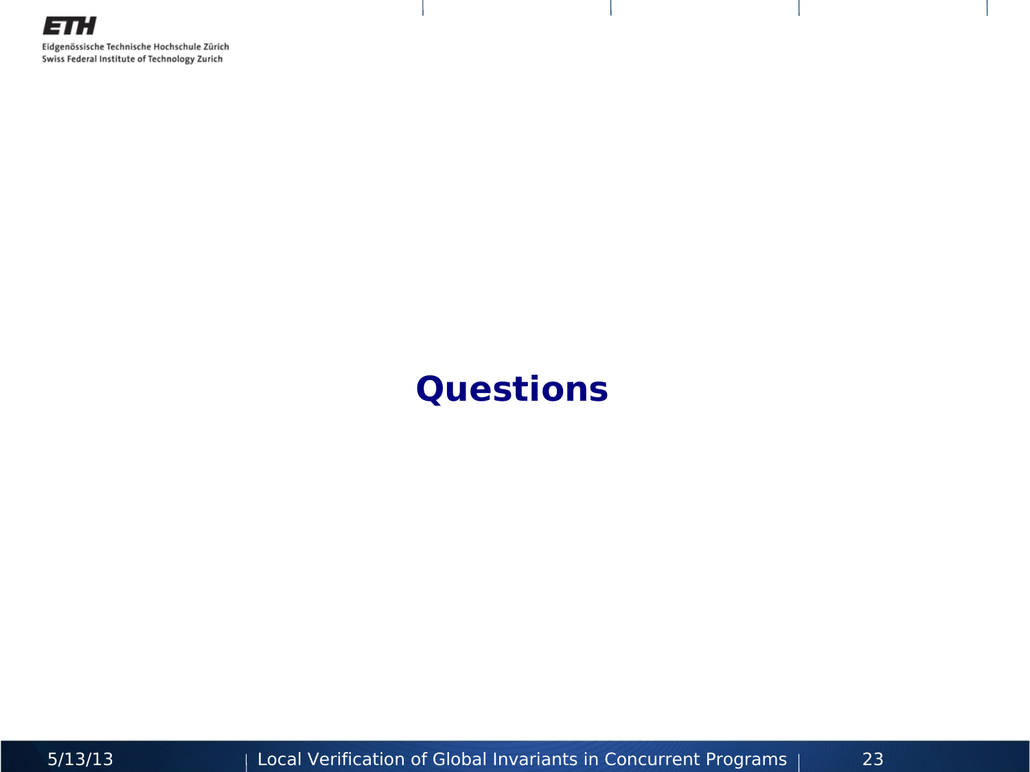# Questions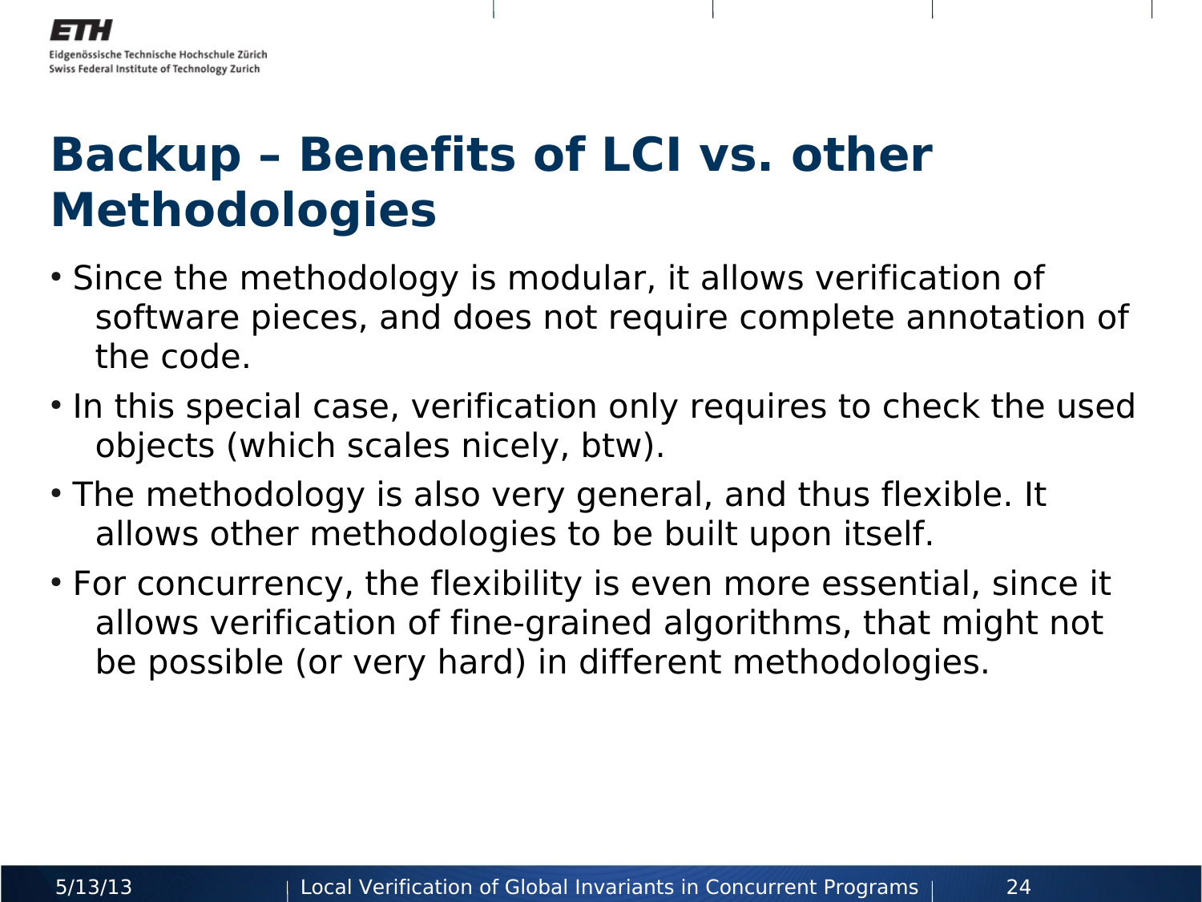# Backup – Benefits of LCI vs. other Methodologies

- Since the methodology is modular, it allows verification of software pieces, and does not require complete annotation of the code.
- In this special case, verification only requires to check the used objects (which scales nicely, btw).
- The methodology is also very general, and thus flexible. It allows other methodologies to be built upon itself.
- For concurrency, the flexibility is even more essential, since it allows verification of fine-grained algorithms, that might not be possible (or very hard) in different methodologies.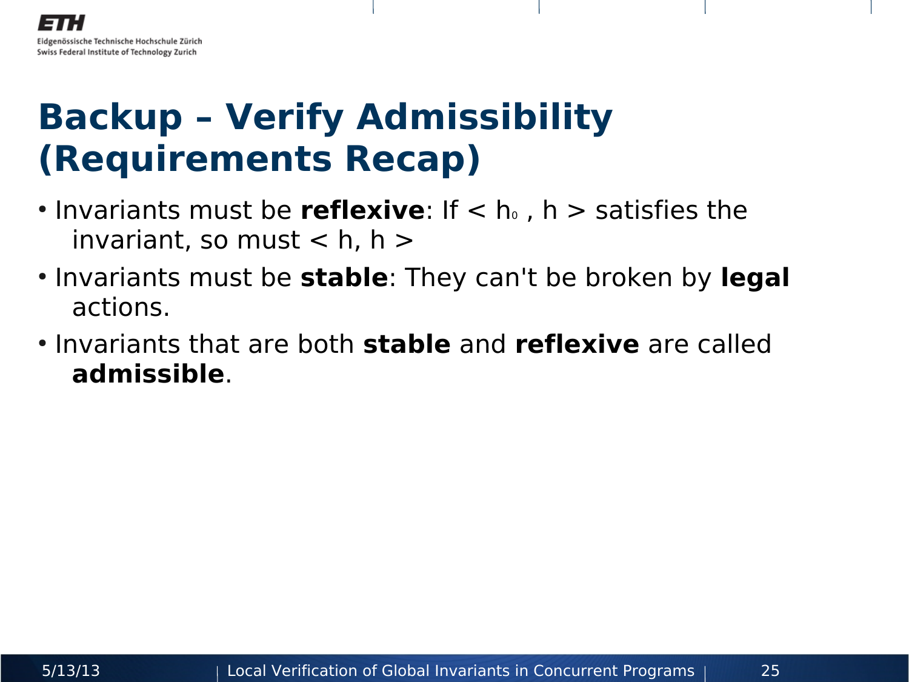# Backup – Verify Admissibility (Requirements Recap)

- Invariants must be **reflexive**: If $< h_0 , h >$ satisfies the invariant, so must $< h, h >$
- Invariants must be **stable**: They can't be broken by **legal** actions.
- Invariants that are both **stable** and **reflexive** are called **admissible**.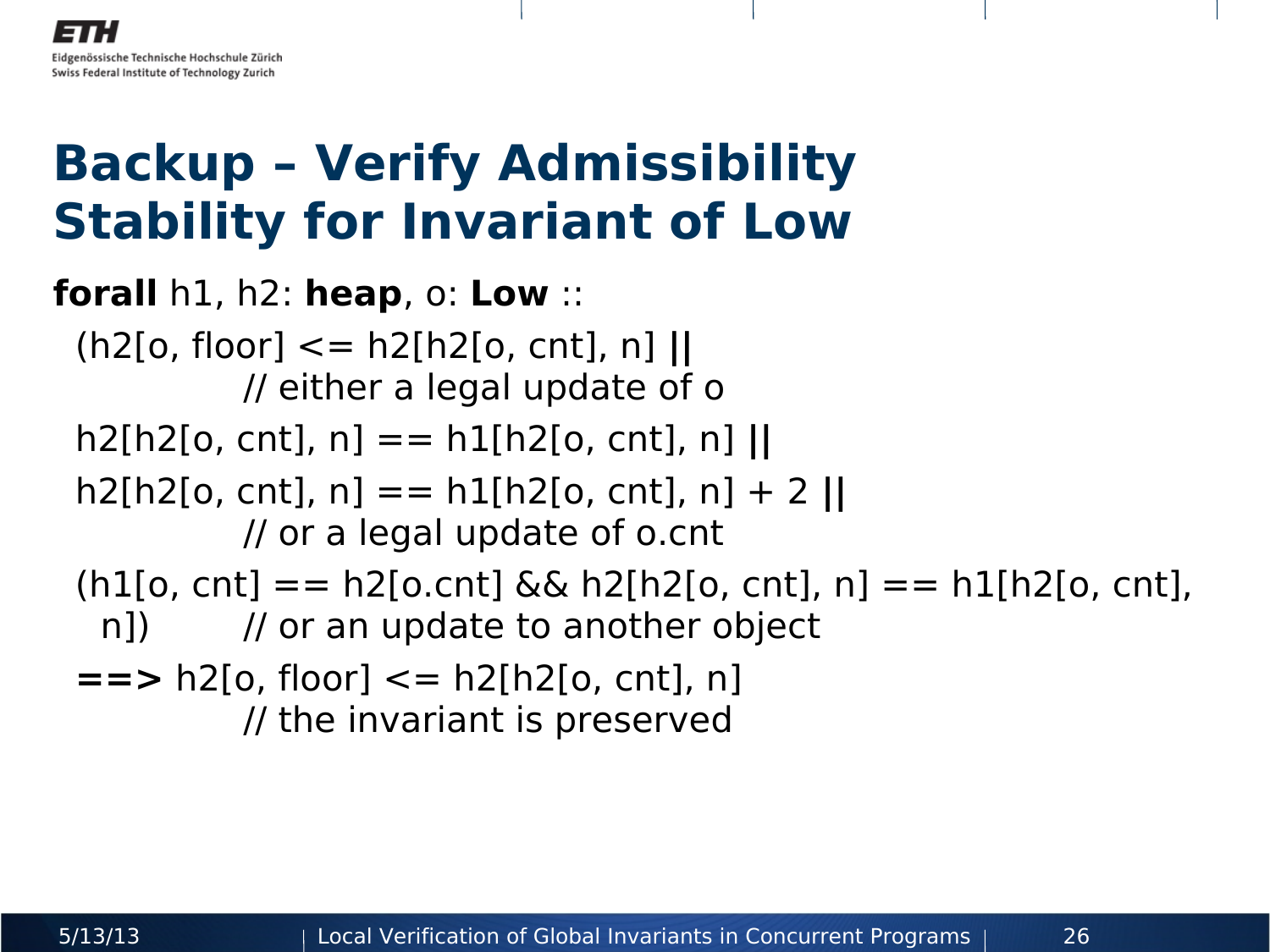# Backup – Verify Admissibility Stability for Invariant of Low

```
forall h1, h2: heap, o: Low ::
  (h2[o, floor] <= h2[h2[o, cnt], n] ||
              // either a legal update of o
  h2[h2[o, cnt], n] == h1[h2[o, cnt], n] ||
  h2[h2[o, cnt], n] == h1[h2[o, cnt], n] + 2 ||
              // or a legal update of o.cnt
  (h1[o, cnt] == h2[o.cnt] && h2[h2[o, cnt], n] == h1[h2[o, cnt],
    n])       // or an update to another object
  ==> h2[o, floor] <= h2[h2[o, cnt], n]
              // the invariant is preserved
```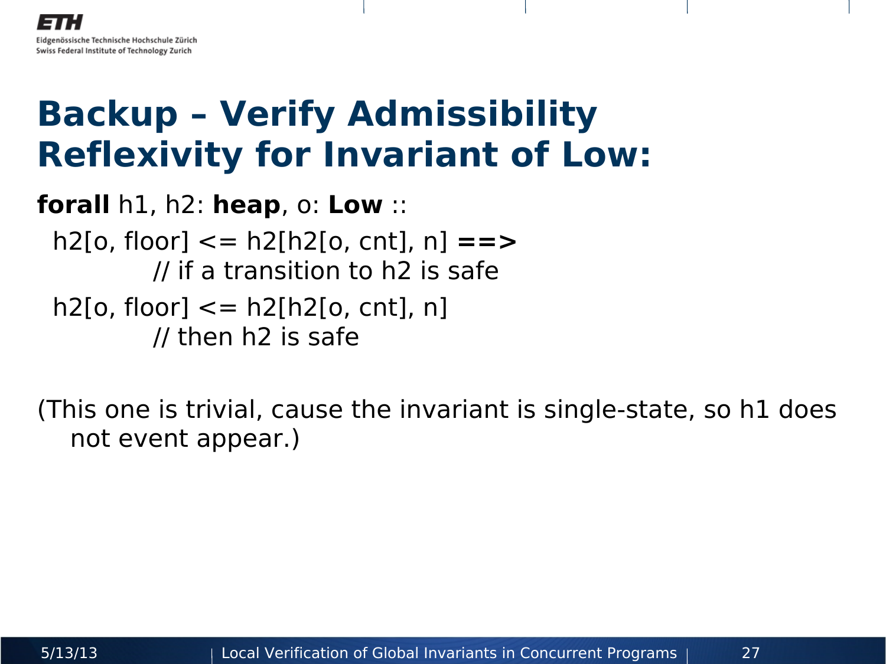# Backup – Verify Admissibility Reflexivity for Invariant of Low:

**forall** h1, h2: **heap**, o: **Low** ::

h2[o, floor] <= h2[h2[o, cnt], n] **==>**
// if a transition to h2 is safe

h2[o, floor] <= h2[h2[o, cnt], n]
// then h2 is safe

(This one is trivial, cause the invariant is single-state, so h1 does not event appear.)